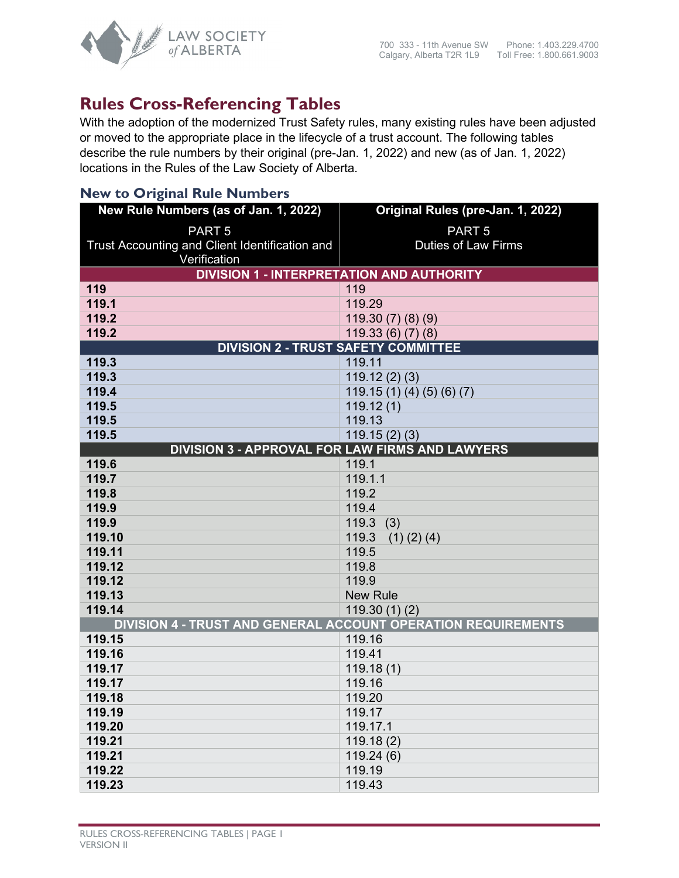# Rules Cross-Referencing Tables

With the adoption of the modernized Trust Safety rules, many existing rules have been adjusted or moved to the appropriate place in the lifecycle of a trust account. The following tables describe the rule numbers by their original (pre-Jan. 1, 2022) and new (as of Jan. 1, 2022) locations in the Rules of the Law Society of Alberta.

## New to Original Rule Numbers

| New Rule Numbers (as of Jan. 1, 2022)<br>PART 5<br>Trust Accounting and Client Identification and Verification | Original Rules (pre-Jan. 1, 2022)<br>PART 5<br>Duties of Law Firms |
|---|---|
| **DIVISION 1 - INTERPRETATION AND AUTHORITY** | |
| **119** | 119 |
| **119.1** | 119.29 |
| **119.2** | 119.30 (7) (8) (9) |
| **119.2** | 119.33 (6) (7) (8) |
| **DIVISION 2 - TRUST SAFETY COMMITTEE** | |
| **119.3** | 119.11 |
| **119.3** | 119.12 (2) (3) |
| **119.4** | 119.15 (1) (4) (5) (6) (7) |
| **119.5** | 119.12 (1) |
| **119.5** | 119.13 |
| **119.5** | 119.15 (2) (3) |
| **DIVISION 3 - APPROVAL FOR LAW FIRMS AND LAWYERS** | |
| **119.6** | 119.1 |
| **119.7** | 119.1.1 |
| **119.8** | 119.2 |
| **119.9** | 119.4 |
| **119.9** | 119.3 (3) |
| **119.10** | 119.3 (1) (2) (4) |
| **119.11** | 119.5 |
| **119.12** | 119.8 |
| **119.12** | 119.9 |
| **119.13** | New Rule |
| **119.14** | 119.30 (1) (2) |
| **DIVISION 4 - TRUST AND GENERAL ACCOUNT OPERATION REQUIREMENTS** | |
| **119.15** | 119.16 |
| **119.16** | 119.41 |
| **119.17** | 119.18 (1) |
| **119.17** | 119.16 |
| **119.18** | 119.20 |
| **119.19** | 119.17 |
| **119.20** | 119.17.1 |
| **119.21** | 119.18 (2) |
| **119.21** | 119.24 (6) |
| **119.22** | 119.19 |
| **119.23** | 119.43 |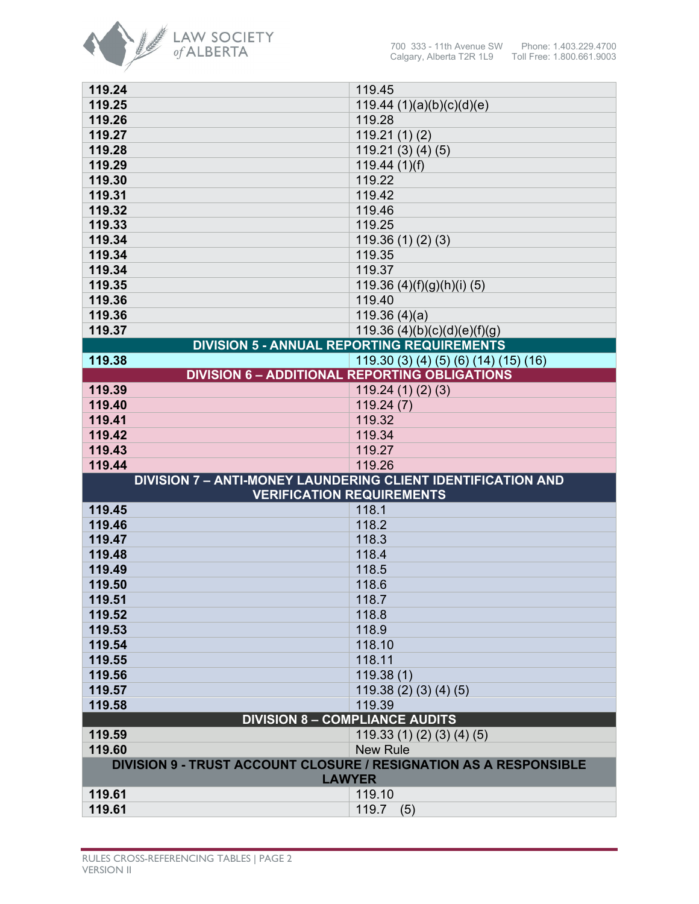| | |
|---|---|
| **119.24** | 119.45 |
| **119.25** | 119.44 (1)(a)(b)(c)(d)(e) |
| **119.26** | 119.28 |
| **119.27** | 119.21 (1) (2) |
| **119.28** | 119.21 (3) (4) (5) |
| **119.29** | 119.44 (1)(f) |
| **119.30** | 119.22 |
| **119.31** | 119.42 |
| **119.32** | 119.46 |
| **119.33** | 119.25 |
| **119.34** | 119.36 (1) (2) (3) |
| **119.34** | 119.35 |
| **119.34** | 119.37 |
| **119.35** | 119.36 (4)(f)(g)(h)(i) (5) |
| **119.36** | 119.40 |
| **119.36** | 119.36 (4)(a) |
| **119.37** | 119.36 (4)(b)(c)(d)(e)(f)(g) |
| **DIVISION 5 - ANNUAL REPORTING REQUIREMENTS** | |
| **119.38** | 119.30 (3) (4) (5) (6) (14) (15) (16) |
| **DIVISION 6 – ADDITIONAL REPORTING OBLIGATIONS** | |
| **119.39** | 119.24 (1) (2) (3) |
| **119.40** | 119.24 (7) |
| **119.41** | 119.32 |
| **119.42** | 119.34 |
| **119.43** | 119.27 |
| **119.44** | 119.26 |
| **DIVISION 7 – ANTI-MONEY LAUNDERING CLIENT IDENTIFICATION AND VERIFICATION REQUIREMENTS** | |
| **119.45** | 118.1 |
| **119.46** | 118.2 |
| **119.47** | 118.3 |
| **119.48** | 118.4 |
| **119.49** | 118.5 |
| **119.50** | 118.6 |
| **119.51** | 118.7 |
| **119.52** | 118.8 |
| **119.53** | 118.9 |
| **119.54** | 118.10 |
| **119.55** | 118.11 |
| **119.56** | 119.38 (1) |
| **119.57** | 119.38 (2) (3) (4) (5) |
| **119.58** | 119.39 |
| **DIVISION 8 – COMPLIANCE AUDITS** | |
| **119.59** | 119.33 (1) (2) (3) (4) (5) |
| **119.60** | New Rule |
| **DIVISION 9 - TRUST ACCOUNT CLOSURE / RESIGNATION AS A RESPONSIBLE LAWYER** | |
| **119.61** | 119.10 |
| **119.61** | 119.7 (5) |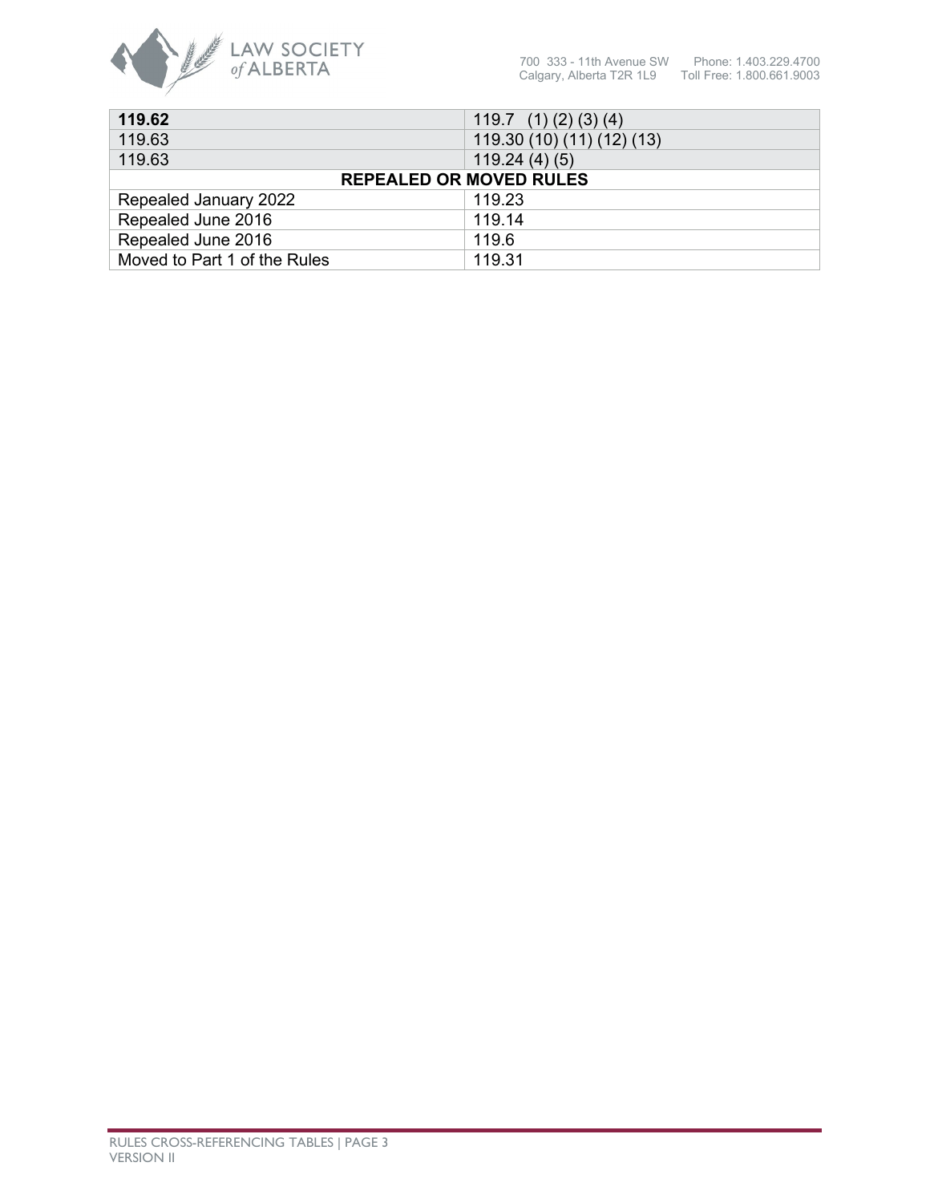| **119.62** | 119.7 (1) (2) (3) (4) |
| --- | --- |
| 119.63 | 119.30 (10) (11) (12) (13) |
| 119.63 | 119.24 (4) (5) |
| **REPEALED OR MOVED RULES** | |
| Repealed January 2022 | 119.23 |
| Repealed June 2016 | 119.14 |
| Repealed June 2016 | 119.6 |
| Moved to Part 1 of the Rules | 119.31 |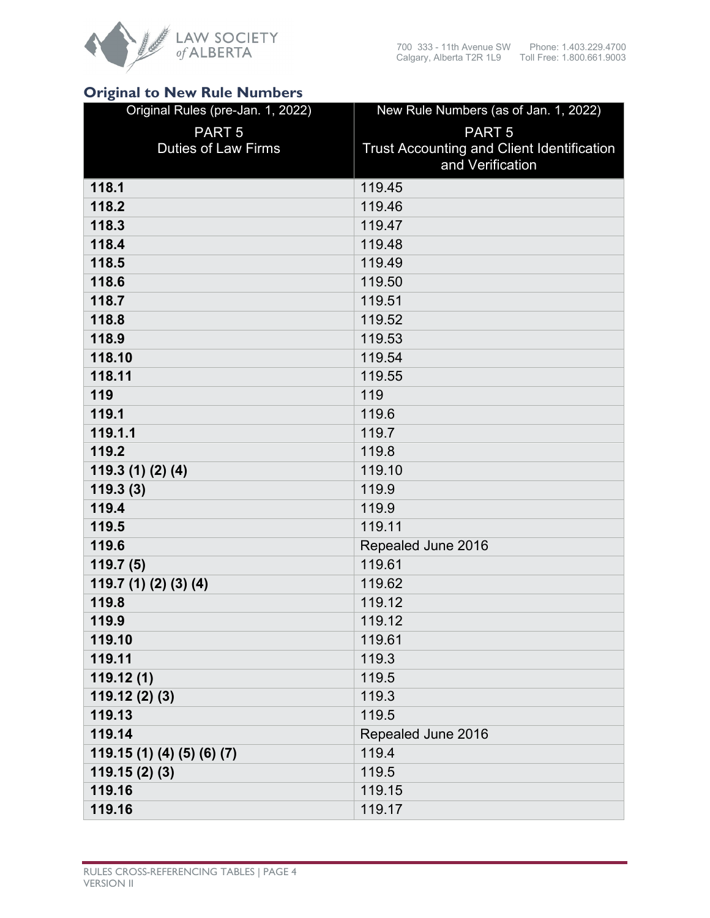## Original to New Rule Numbers

| Original Rules (pre-Jan. 1, 2022)<br>PART 5<br>Duties of Law Firms | New Rule Numbers (as of Jan. 1, 2022)<br>PART 5<br>Trust Accounting and Client Identification and Verification |
|---|---|
| **118.1** | 119.45 |
| **118.2** | 119.46 |
| **118.3** | 119.47 |
| **118.4** | 119.48 |
| **118.5** | 119.49 |
| **118.6** | 119.50 |
| **118.7** | 119.51 |
| **118.8** | 119.52 |
| **118.9** | 119.53 |
| **118.10** | 119.54 |
| **118.11** | 119.55 |
| **119** | 119 |
| **119.1** | 119.6 |
| **119.1.1** | 119.7 |
| **119.2** | 119.8 |
| **119.3 (1) (2) (4)** | 119.10 |
| **119.3 (3)** | 119.9 |
| **119.4** | 119.9 |
| **119.5** | 119.11 |
| **119.6** | Repealed June 2016 |
| **119.7 (5)** | 119.61 |
| **119.7 (1) (2) (3) (4)** | 119.62 |
| **119.8** | 119.12 |
| **119.9** | 119.12 |
| **119.10** | 119.61 |
| **119.11** | 119.3 |
| **119.12 (1)** | 119.5 |
| **119.12 (2) (3)** | 119.3 |
| **119.13** | 119.5 |
| **119.14** | Repealed June 2016 |
| **119.15 (1) (4) (5) (6) (7)** | 119.4 |
| **119.15 (2) (3)** | 119.5 |
| **119.16** | 119.15 |
| **119.16** | 119.17 |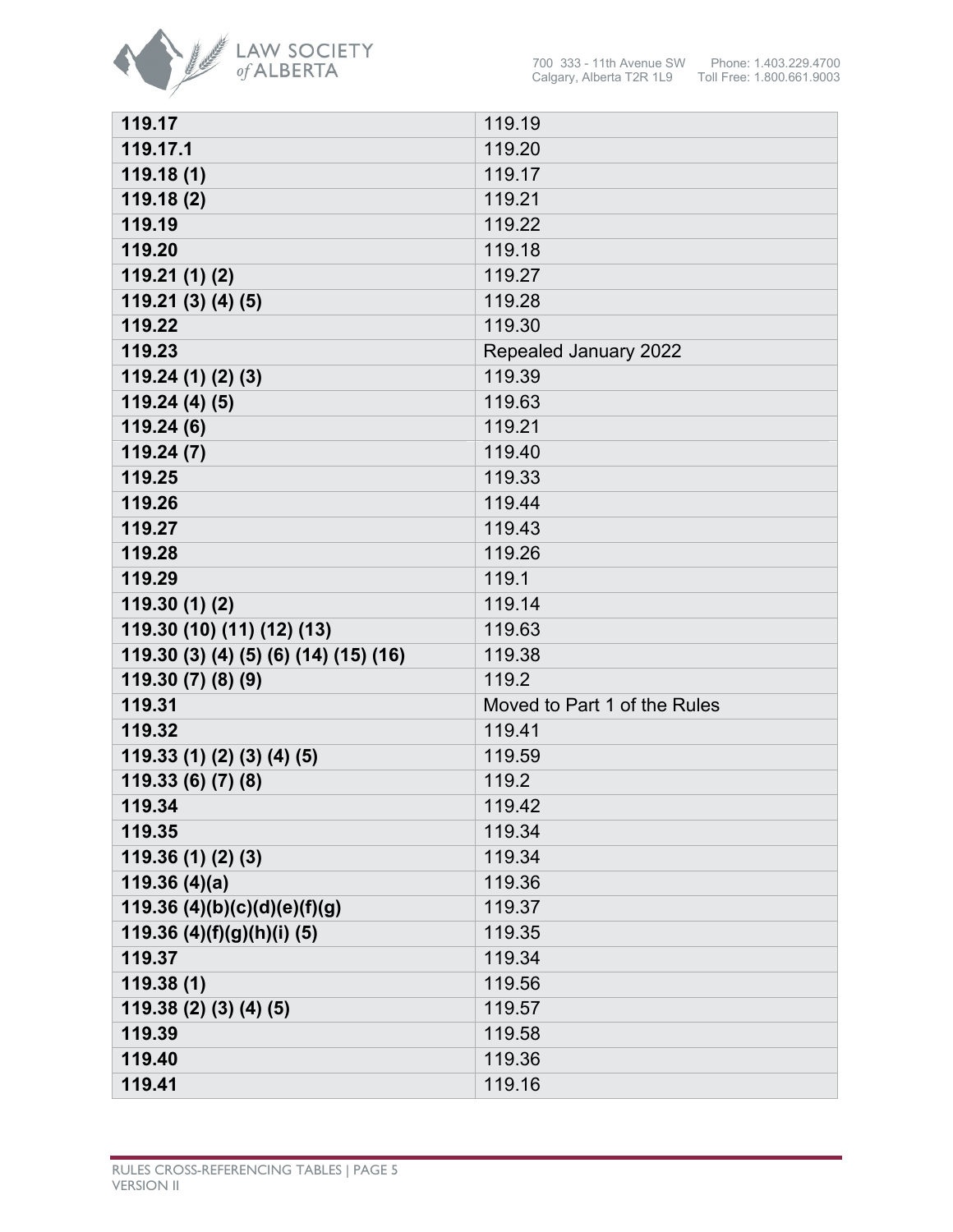| **119.17** | 119.19 |
| --- | --- |
| **119.17.1** | 119.20 |
| **119.18 (1)** | 119.17 |
| **119.18 (2)** | 119.21 |
| **119.19** | 119.22 |
| **119.20** | 119.18 |
| **119.21 (1) (2)** | 119.27 |
| **119.21 (3) (4) (5)** | 119.28 |
| **119.22** | 119.30 |
| **119.23** | Repealed January 2022 |
| **119.24 (1) (2) (3)** | 119.39 |
| **119.24 (4) (5)** | 119.63 |
| **119.24 (6)** | 119.21 |
| **119.24 (7)** | 119.40 |
| **119.25** | 119.33 |
| **119.26** | 119.44 |
| **119.27** | 119.43 |
| **119.28** | 119.26 |
| **119.29** | 119.1 |
| **119.30 (1) (2)** | 119.14 |
| **119.30 (10) (11) (12) (13)** | 119.63 |
| **119.30 (3) (4) (5) (6) (14) (15) (16)** | 119.38 |
| **119.30 (7) (8) (9)** | 119.2 |
| **119.31** | Moved to Part 1 of the Rules |
| **119.32** | 119.41 |
| **119.33 (1) (2) (3) (4) (5)** | 119.59 |
| **119.33 (6) (7) (8)** | 119.2 |
| **119.34** | 119.42 |
| **119.35** | 119.34 |
| **119.36 (1) (2) (3)** | 119.34 |
| **119.36 (4)(a)** | 119.36 |
| **119.36 (4)(b)(c)(d)(e)(f)(g)** | 119.37 |
| **119.36 (4)(f)(g)(h)(i) (5)** | 119.35 |
| **119.37** | 119.34 |
| **119.38 (1)** | 119.56 |
| **119.38 (2) (3) (4) (5)** | 119.57 |
| **119.39** | 119.58 |
| **119.40** | 119.36 |
| **119.41** | 119.16 |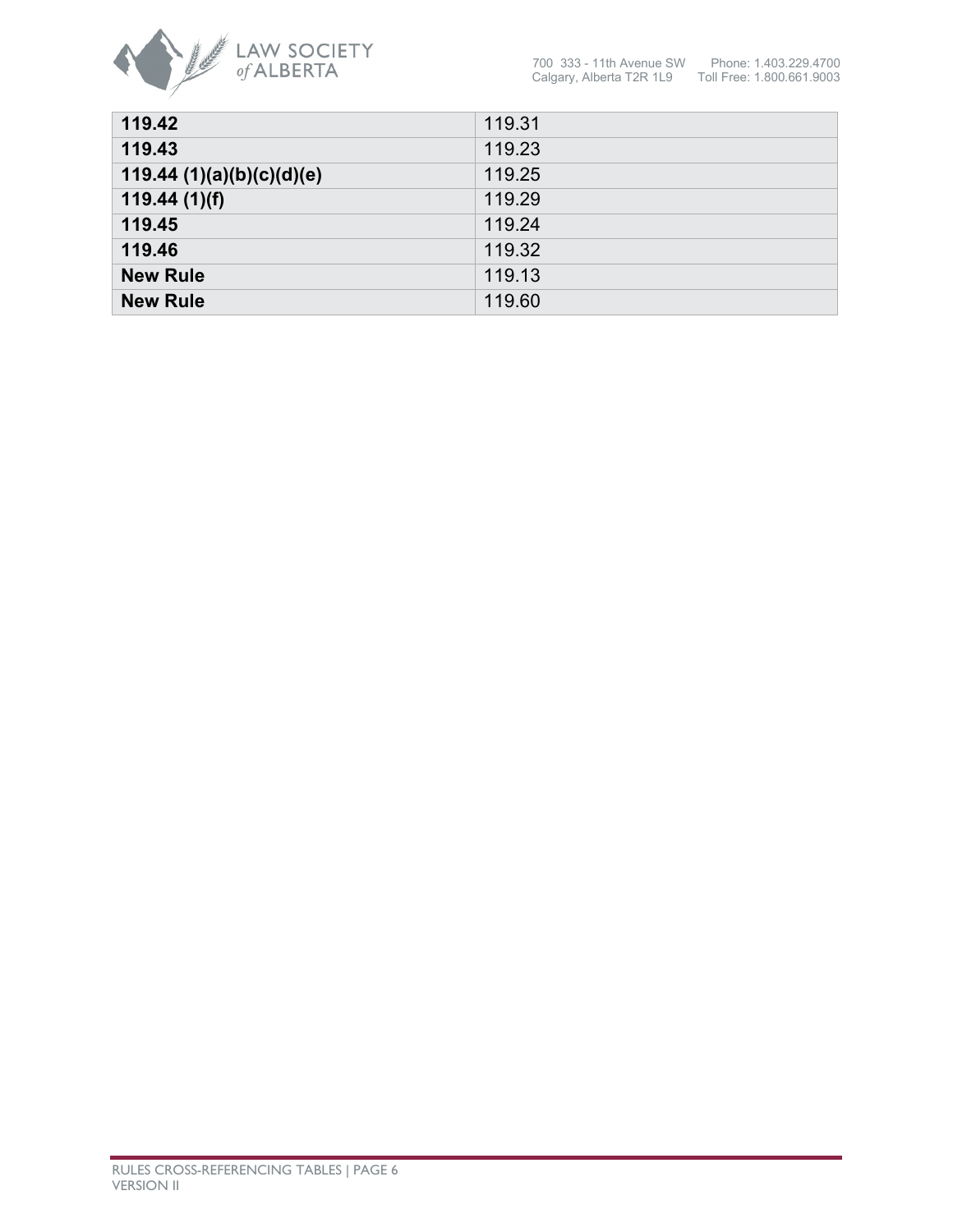| | |
|---|---|
| **119.42** | 119.31 |
| **119.43** | 119.23 |
| **119.44 (1)(a)(b)(c)(d)(e)** | 119.25 |
| **119.44 (1)(f)** | 119.29 |
| **119.45** | 119.24 |
| **119.46** | 119.32 |
| **New Rule** | 119.13 |
| **New Rule** | 119.60 |